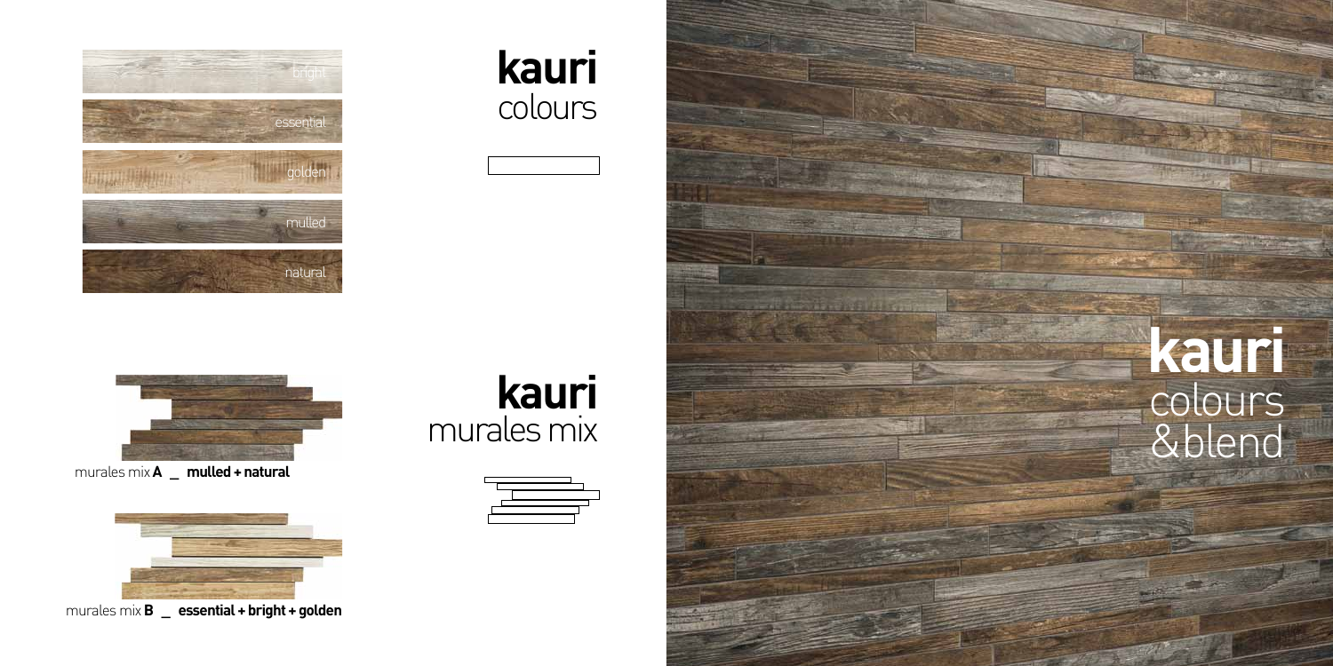bright

essential

golden

mulled

natural

# **kauri** colours

murales mix **A _ mulled + natural**

murales mix **B _ essential + bright + golden**

# **kauri** murales mix

# **kauri** colours &blend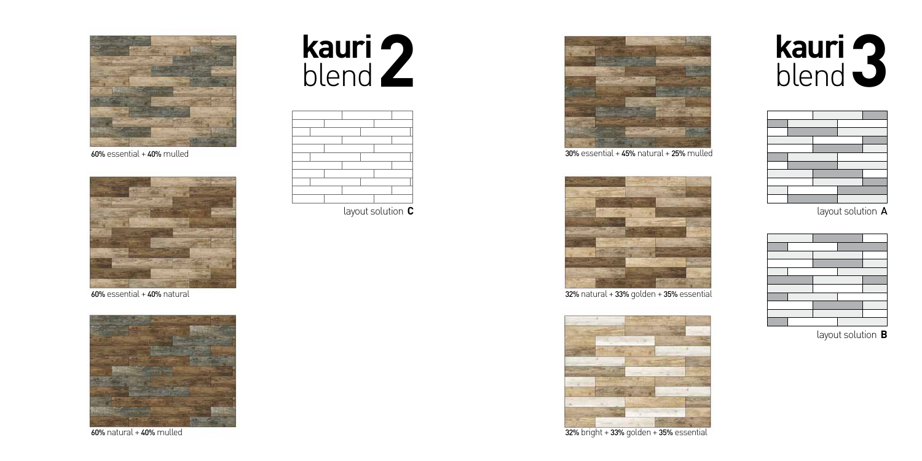60% essential + 40% mulled

60% essential + 40% natural

60% natural + 40% mulled

# kauri blend 2

layout solution **C**

30% essential + 45% natural + 25% mulled

32% natural + 33% golden + 35% essential

32% bright + 33% golden + 35% essential

# kauri blend 3

layout solution **A**

layout solution **B**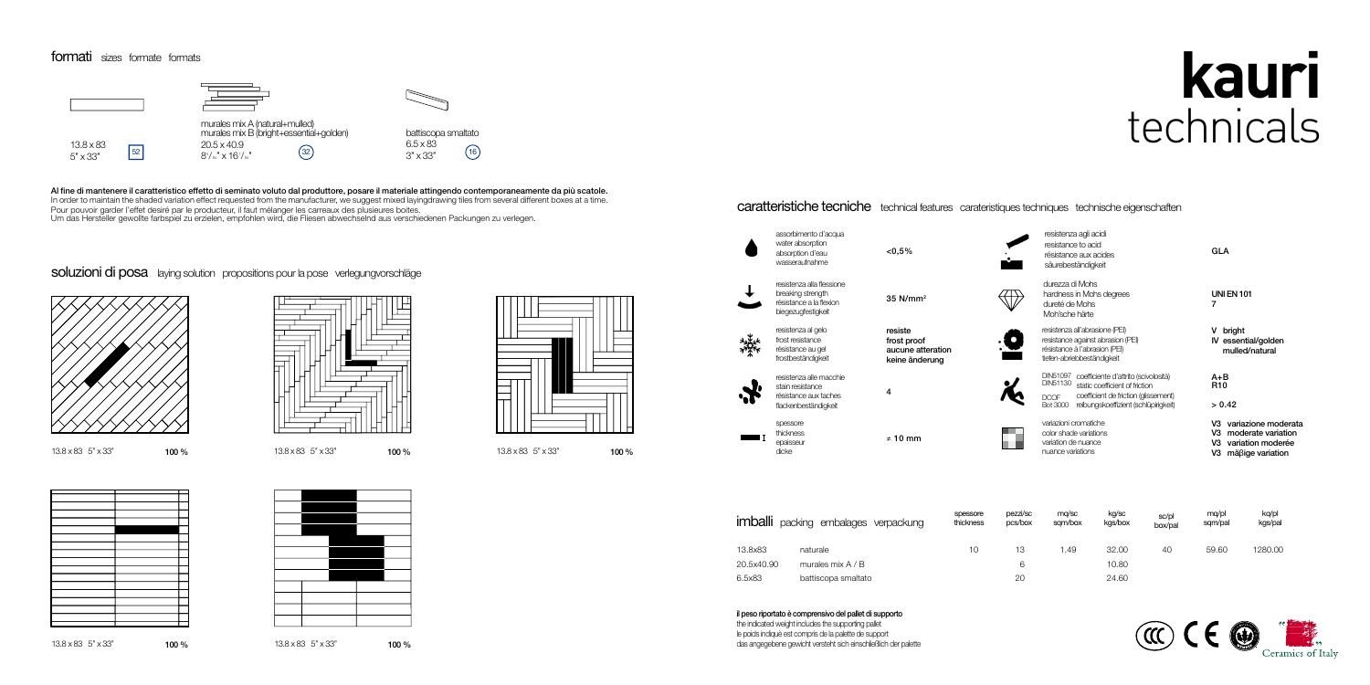# kauri technicals

## formati sizes formate formats

13.8 x 83
5" x 33"
52

murales mix A (natural+mulled)
murales mix B (bright+essential+golden)
20.5 x 40.9
8¹/₁₆" x 16⁷/₁₆"
32

battiscopa smaltato
6.5 x 83
3" x 33"
16

**Al fine di mantenere il caratteristico effetto di seminato voluto dal produttore, posare il materiale attingendo contemporaneamente da più scatole.**
In order to maintain the shaded variation effect requested from the manufacturer, we suggest mixed layingdrawing tiles from several different boxes at a time.
Pour pouvoir garder l'effet desiré par le producteur, il faut mélanger les carreaux des plusieures boites.
Um das Hersteller gewollte farbspiel zu erzielen, empfohlen wird, die Fliesen abwechselnd aus verschiedenen Packungen zu verlegen.

## soluzioni di posa laying solution propositions pour la pose verlegungvorschläge

13.8 x 83 5" x 33" **100 %**

13.8 x 83 5" x 33" **100 %**

13.8 x 83 5" x 33" **100 %**

13.8 x 83 5" x 33" **100 %**

13.8 x 83 5" x 33" **100 %**

## caratteristiche tecniche technical features carateristiques techniques technische eigenschaften

| | | | |
|---|---|---|---|
| assorbimento d'acqua<br>water absorption<br>absorption d'eau<br>wasseraufnahme | <0,5% | resistenza agli acidi<br>resistance to acid<br>résistance aux acides<br>säurebeständigkeit | GLA |
| resistenza alla flessione<br>breaking strength<br>résistance a la flexion<br>biegezugfestigkeit | 35 N/mm² | durezza di Mohs<br>hardness in Mohs degrees<br>dureté de Mohs<br>Moh'sche härte | UNI EN 101<br>7 |
| resistenza al gelo<br>frost resistance<br>résistance au gel<br>frostbeständigkeit | **resiste**<br>**frost proof**<br>**aucune atteration**<br>**keine änderung** | resistenza all'abrasione (PEI)<br>resistance against abrasion (PEI)<br>résistance à l'abrasion (PEI)<br>tiefen-abriebbeständigkeit | **V bright**<br>**IV essential/golden mulled/natural** |
| resistenza alle macchie<br>stain resistance<br>résistance aux taches<br>fleckenbeständigkeit | 4 | DIN51097 DIN51130 coefficiente d'attrito (scivolosità)<br>static coefficient of friction<br>DCOF Bot 3000 coefficient de friction (glissement)<br>reibungskoeffizient (schlüpfrigkeit) | **A+B**<br>**R10**<br><br>**> 0.42** |
| spessore<br>thickness<br>epaisseur<br>dicke | ≠ 10 mm | variazioni cromatiche<br>color shade variations<br>variation de nuance<br>nuance variations | **V3 variazione moderata**<br>**V3 moderate variation**<br>**V3 variation moderée**<br>**V3 mäßige variation** |

## imballi packing embalages verpackung

| | | spessore thickness | pezzi/sc pcs/box | mq/sc sqm/box | kg/sc kgs/box | sc/pl box/pal | mq/pl sqm/pal | kg/pl kgs/pal |
|---|---|---|---|---|---|---|---|---|
| 13.8x83 | naturale | 10 | 13 | 1.49 | 32.00 | 40 | 59.60 | 1280.00 |
| 20.5x40.90 | murales mix A / B | | 6 | | 10.80 | | | |
| 6.5x83 | battiscopa smaltato | | 20 | | 24.60 | | | |

**il peso riportato è comprensivo del pallet di supporto**
the indicated weight includes the supporting pallet
le poids indiqué est compris de la palette de support
das angegebene gewicht versteht sich einschließlich der palette

Ceramics of Italy